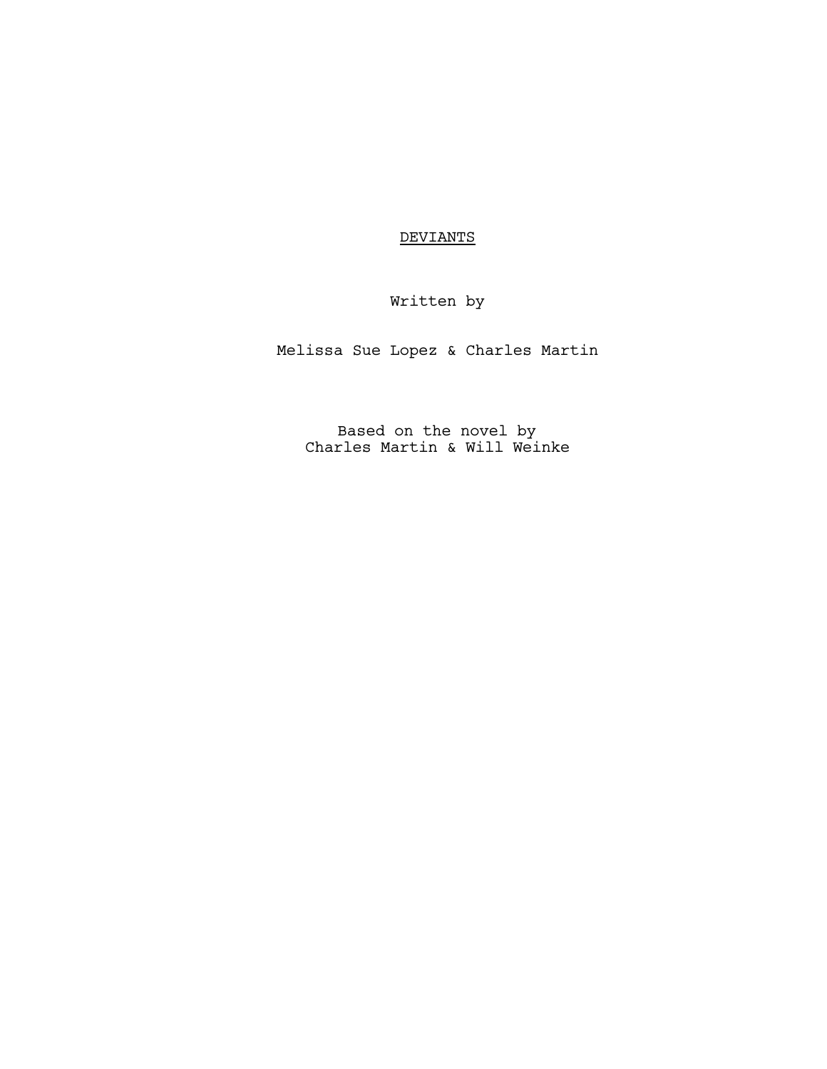# DEVIANTS

Written by

Melissa Sue Lopez & Charles Martin

Based on the novel by
Charles Martin & Will Weinke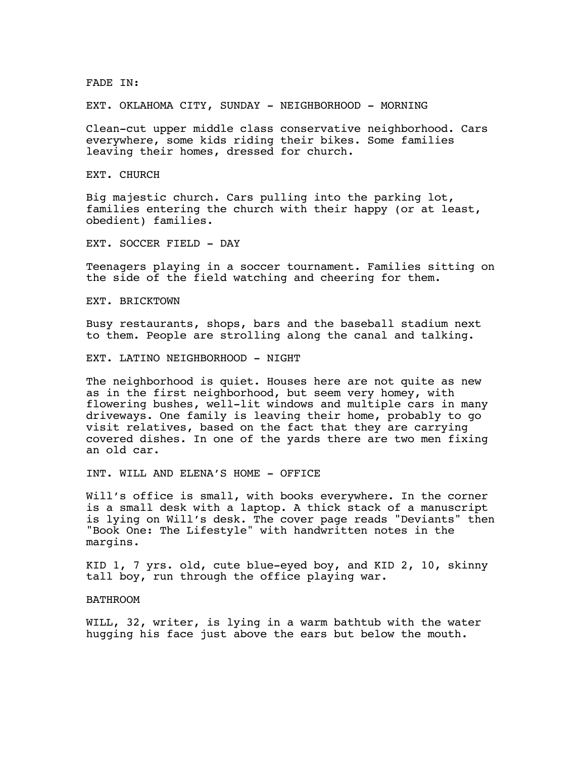FADE IN:

EXT. OKLAHOMA CITY, SUNDAY - NEIGHBORHOOD - MORNING

Clean-cut upper middle class conservative neighborhood. Cars everywhere, some kids riding their bikes. Some families leaving their homes, dressed for church.

EXT. CHURCH

Big majestic church. Cars pulling into the parking lot, families entering the church with their happy (or at least, obedient) families.

EXT. SOCCER FIELD - DAY

Teenagers playing in a soccer tournament. Families sitting on the side of the field watching and cheering for them.

EXT. BRICKTOWN

Busy restaurants, shops, bars and the baseball stadium next to them. People are strolling along the canal and talking.

EXT. LATINO NEIGHBORHOOD - NIGHT

The neighborhood is quiet. Houses here are not quite as new as in the first neighborhood, but seem very homey, with flowering bushes, well-lit windows and multiple cars in many driveways. One family is leaving their home, probably to go visit relatives, based on the fact that they are carrying covered dishes. In one of the yards there are two men fixing an old car.

INT. WILL AND ELENA'S HOME - OFFICE

Will's office is small, with books everywhere. In the corner is a small desk with a laptop. A thick stack of a manuscript is lying on Will's desk. The cover page reads "Deviants" then "Book One: The Lifestyle" with handwritten notes in the margins.

KID 1, 7 yrs. old, cute blue-eyed boy, and KID 2, 10, skinny tall boy, run through the office playing war.

BATHROOM

WILL, 32, writer, is lying in a warm bathtub with the water hugging his face just above the ears but below the mouth.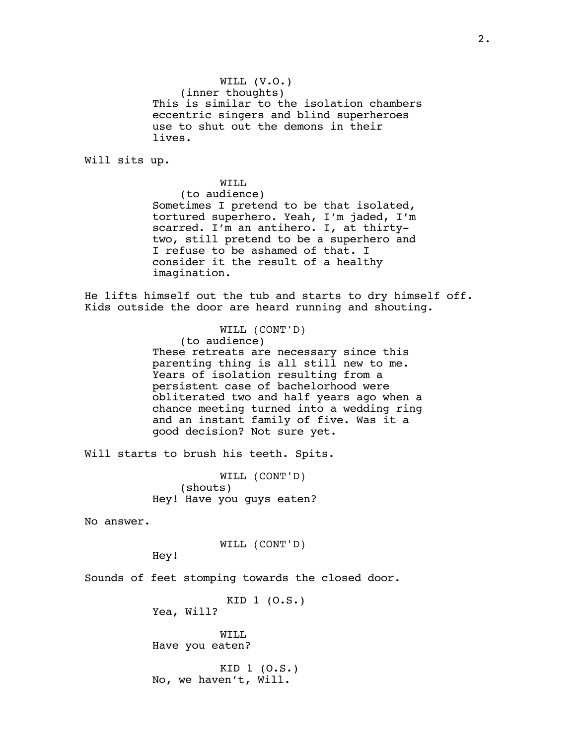WILL (V.O.)
(inner thoughts)
This is similar to the isolation chambers eccentric singers and blind superheroes use to shut out the demons in their lives.

Will sits up.

WILL
(to audience)
Sometimes I pretend to be that isolated, tortured superhero. Yeah, I'm jaded, I'm scarred. I'm an antihero. I, at thirty-two, still pretend to be a superhero and I refuse to be ashamed of that. I consider it the result of a healthy imagination.

He lifts himself out the tub and starts to dry himself off. Kids outside the door are heard running and shouting.

WILL (CONT'D)
(to audience)
These retreats are necessary since this parenting thing is all still new to me. Years of isolation resulting from a persistent case of bachelorhood were obliterated two and half years ago when a chance meeting turned into a wedding ring and an instant family of five. Was it a good decision? Not sure yet.

Will starts to brush his teeth. Spits.

WILL (CONT'D)
(shouts)
Hey! Have you guys eaten?

No answer.

WILL (CONT'D)
Hey!

Sounds of feet stomping towards the closed door.

KID 1 (O.S.)
Yea, Will?

WILL
Have you eaten?

KID 1 (O.S.)
No, we haven't, Will.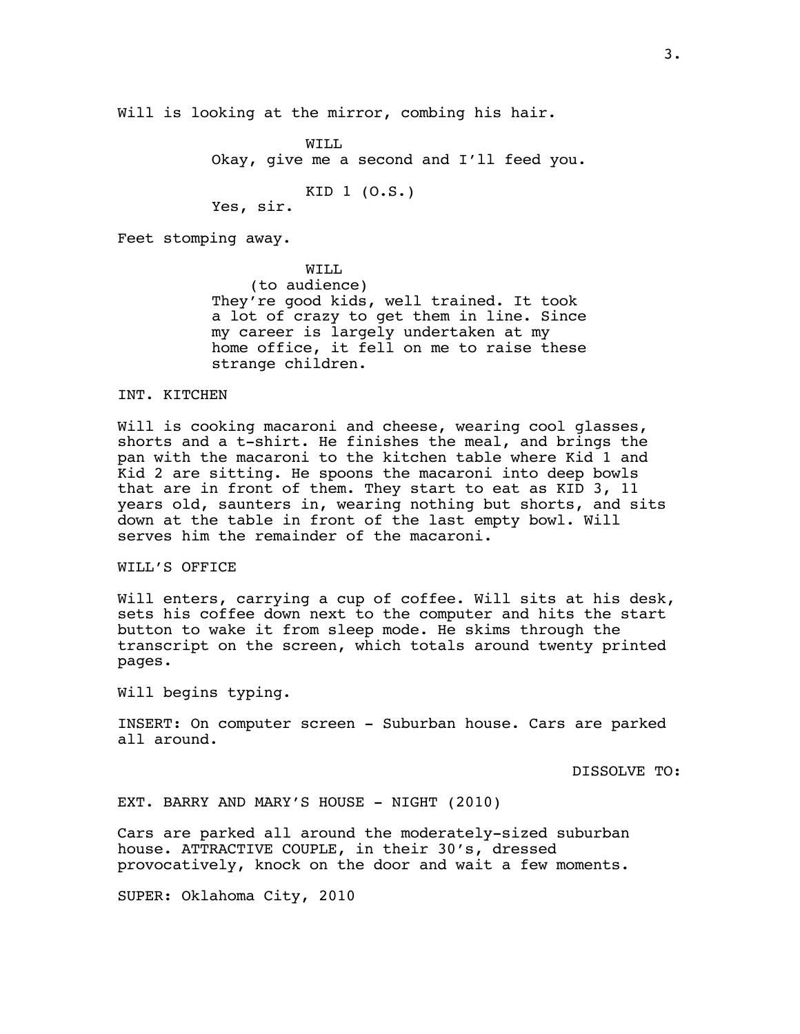Will is looking at the mirror, combing his hair.

WILL
Okay, give me a second and I'll feed you.

KID 1 (O.S.)
Yes, sir.

Feet stomping away.

WILL
(to audience)
They're good kids, well trained. It took a lot of crazy to get them in line. Since my career is largely undertaken at my home office, it fell on me to raise these strange children.

INT. KITCHEN

Will is cooking macaroni and cheese, wearing cool glasses, shorts and a t-shirt. He finishes the meal, and brings the pan with the macaroni to the kitchen table where Kid 1 and Kid 2 are sitting. He spoons the macaroni into deep bowls that are in front of them. They start to eat as KID 3, 11 years old, saunters in, wearing nothing but shorts, and sits down at the table in front of the last empty bowl. Will serves him the remainder of the macaroni.

WILL'S OFFICE

Will enters, carrying a cup of coffee. Will sits at his desk, sets his coffee down next to the computer and hits the start button to wake it from sleep mode. He skims through the transcript on the screen, which totals around twenty printed pages.

Will begins typing.

INSERT: On computer screen - Suburban house. Cars are parked all around.

DISSOLVE TO:

EXT. BARRY AND MARY'S HOUSE - NIGHT (2010)

Cars are parked all around the moderately-sized suburban house. ATTRACTIVE COUPLE, in their 30's, dressed provocatively, knock on the door and wait a few moments.

SUPER: Oklahoma City, 2010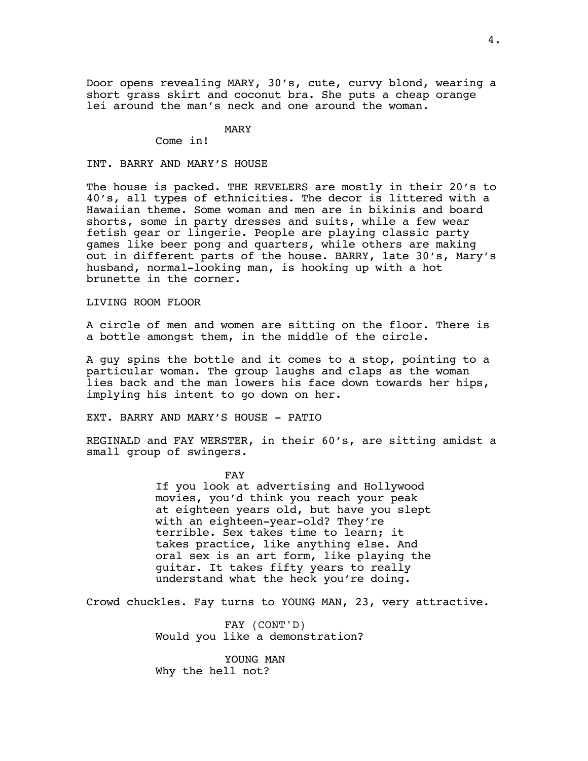Door opens revealing MARY, 30's, cute, curvy blond, wearing a short grass skirt and coconut bra. She puts a cheap orange lei around the man's neck and one around the woman.

MARY

Come in!

INT. BARRY AND MARY'S HOUSE

The house is packed. THE REVELERS are mostly in their 20's to 40's, all types of ethnicities. The decor is littered with a Hawaiian theme. Some woman and men are in bikinis and board shorts, some in party dresses and suits, while a few wear fetish gear or lingerie. People are playing classic party games like beer pong and quarters, while others are making out in different parts of the house. BARRY, late 30's, Mary's husband, normal-looking man, is hooking up with a hot brunette in the corner.

LIVING ROOM FLOOR

A circle of men and women are sitting on the floor. There is a bottle amongst them, in the middle of the circle.

A guy spins the bottle and it comes to a stop, pointing to a particular woman. The group laughs and claps as the woman lies back and the man lowers his face down towards her hips, implying his intent to go down on her.

EXT. BARRY AND MARY'S HOUSE - PATIO

REGINALD and FAY WERSTER, in their 60's, are sitting amidst a small group of swingers.

FAY

If you look at advertising and Hollywood movies, you'd think you reach your peak at eighteen years old, but have you slept with an eighteen-year-old? They're terrible. Sex takes time to learn; it takes practice, like anything else. And oral sex is an art form, like playing the guitar. It takes fifty years to really understand what the heck you're doing.

Crowd chuckles. Fay turns to YOUNG MAN, 23, very attractive.

FAY (CONT'D)

Would you like a demonstration?

YOUNG MAN

Why the hell not?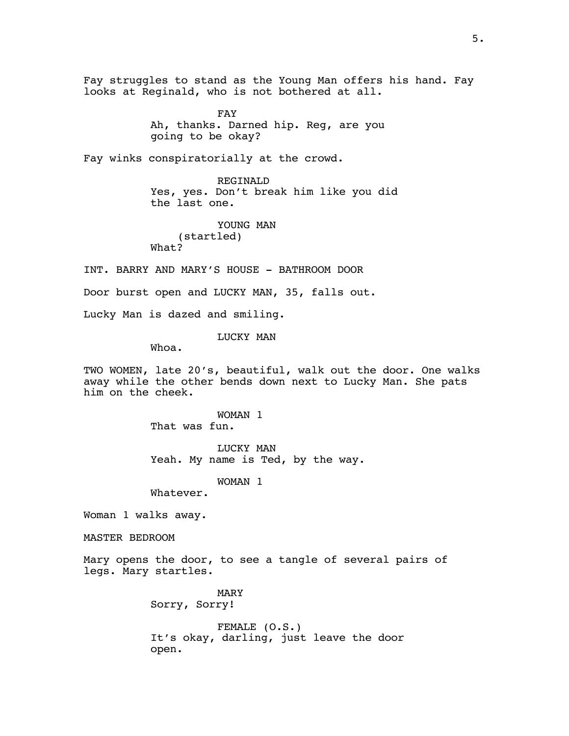Fay struggles to stand as the Young Man offers his hand. Fay looks at Reginald, who is not bothered at all.

FAY
Ah, thanks. Darned hip. Reg, are you going to be okay?

Fay winks conspiratorially at the crowd.

REGINALD
Yes, yes. Don’t break him like you did the last one.

YOUNG MAN
(startled)
What?

INT. BARRY AND MARY’S HOUSE - BATHROOM DOOR

Door burst open and LUCKY MAN, 35, falls out.

Lucky Man is dazed and smiling.

LUCKY MAN
Whoa.

TWO WOMEN, late 20’s, beautiful, walk out the door. One walks away while the other bends down next to Lucky Man. She pats him on the cheek.

WOMAN 1
That was fun.

LUCKY MAN
Yeah. My name is Ted, by the way.

WOMAN 1
Whatever.

Woman 1 walks away.

MASTER BEDROOM

Mary opens the door, to see a tangle of several pairs of legs. Mary startles.

MARY
Sorry, Sorry!

FEMALE (O.S.)
It’s okay, darling, just leave the door open.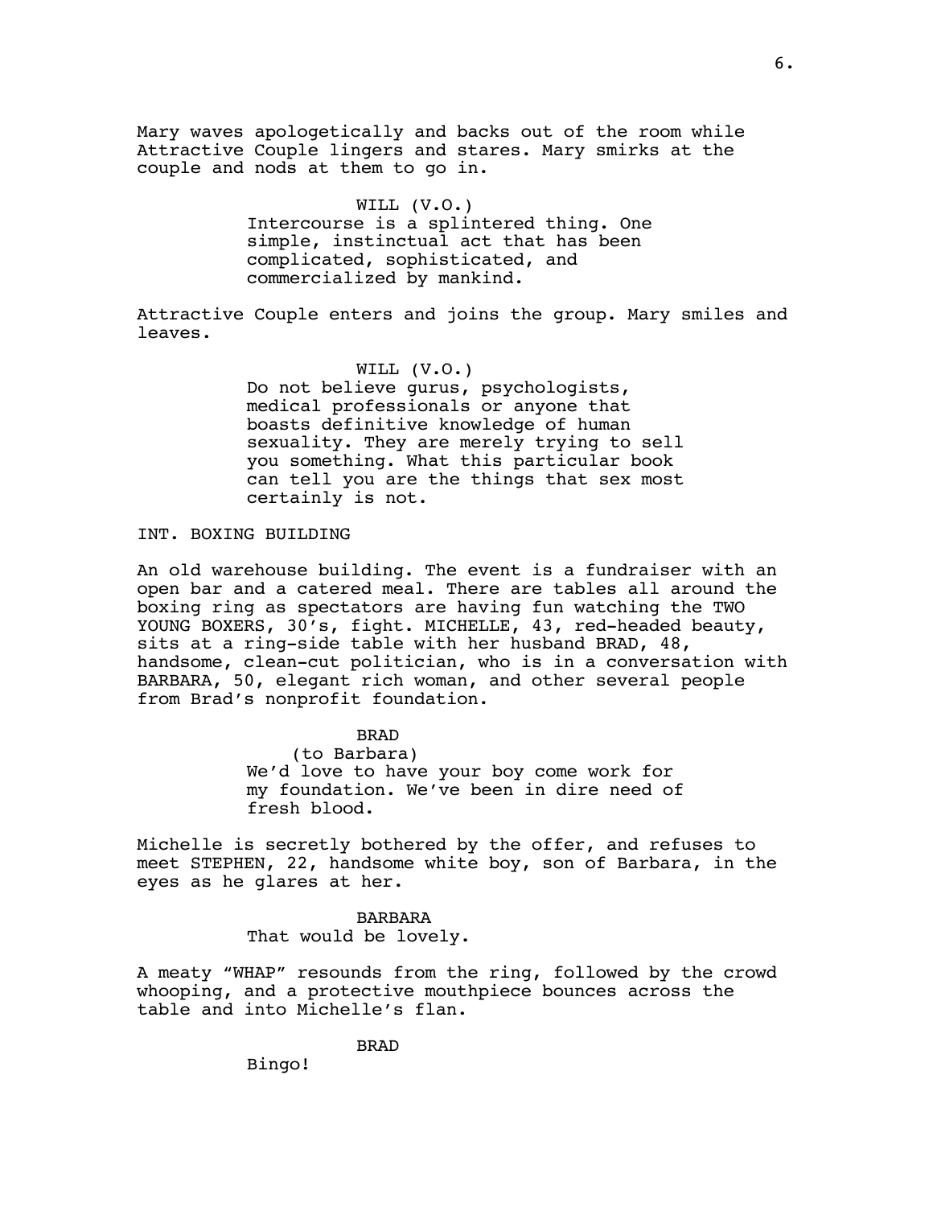Mary waves apologetically and backs out of the room while Attractive Couple lingers and stares. Mary smirks at the couple and nods at them to go in.

WILL (V.O.)
Intercourse is a splintered thing. One simple, instinctual act that has been complicated, sophisticated, and commercialized by mankind.

Attractive Couple enters and joins the group. Mary smiles and leaves.

WILL (V.O.)
Do not believe gurus, psychologists, medical professionals or anyone that boasts definitive knowledge of human sexuality. They are merely trying to sell you something. What this particular book can tell you are the things that sex most certainly is not.

INT. BOXING BUILDING

An old warehouse building. The event is a fundraiser with an open bar and a catered meal. There are tables all around the boxing ring as spectators are having fun watching the TWO YOUNG BOXERS, 30's, fight. MICHELLE, 43, red-headed beauty, sits at a ring-side table with her husband BRAD, 48, handsome, clean-cut politician, who is in a conversation with BARBARA, 50, elegant rich woman, and other several people from Brad's nonprofit foundation.

BRAD
(to Barbara)
We'd love to have your boy come work for my foundation. We've been in dire need of fresh blood.

Michelle is secretly bothered by the offer, and refuses to meet STEPHEN, 22, handsome white boy, son of Barbara, in the eyes as he glares at her.

BARBARA
That would be lovely.

A meaty "WHAP" resounds from the ring, followed by the crowd whooping, and a protective mouthpiece bounces across the table and into Michelle's flan.

BRAD
Bingo!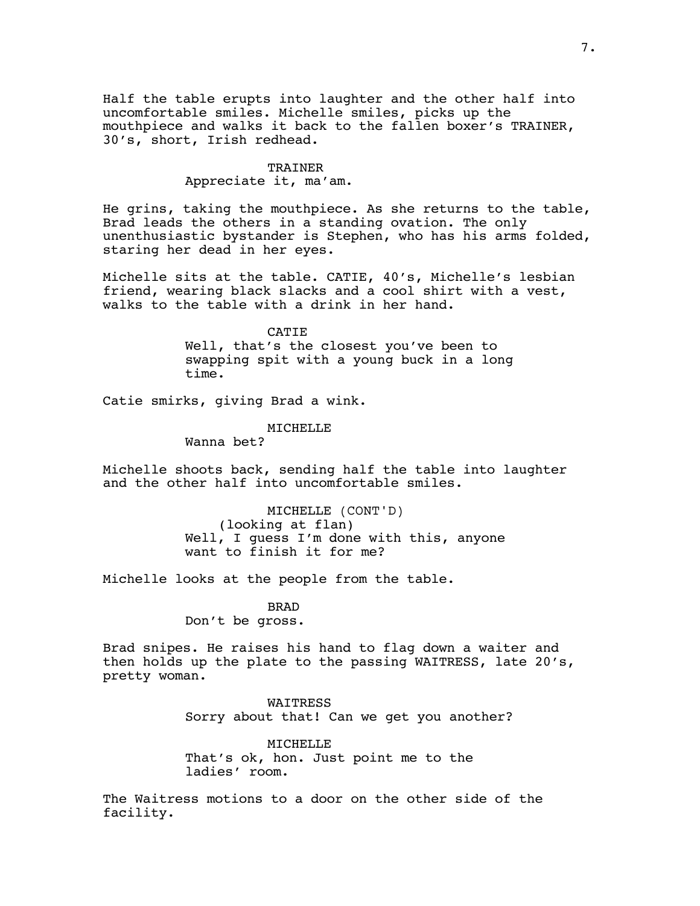Half the table erupts into laughter and the other half into uncomfortable smiles. Michelle smiles, picks up the mouthpiece and walks it back to the fallen boxer's TRAINER, 30's, short, Irish redhead.

TRAINER
Appreciate it, ma'am.

He grins, taking the mouthpiece. As she returns to the table, Brad leads the others in a standing ovation. The only unenthusiastic bystander is Stephen, who has his arms folded, staring her dead in her eyes.

Michelle sits at the table. CATIE, 40's, Michelle's lesbian friend, wearing black slacks and a cool shirt with a vest, walks to the table with a drink in her hand.

CATIE
Well, that's the closest you've been to swapping spit with a young buck in a long time.

Catie smirks, giving Brad a wink.

MICHELLE
Wanna bet?

Michelle shoots back, sending half the table into laughter and the other half into uncomfortable smiles.

MICHELLE (CONT'D)
(looking at flan)
Well, I guess I'm done with this, anyone want to finish it for me?

Michelle looks at the people from the table.

BRAD
Don't be gross.

Brad snipes. He raises his hand to flag down a waiter and then holds up the plate to the passing WAITRESS, late 20's, pretty woman.

WAITRESS
Sorry about that! Can we get you another?

MICHELLE
That's ok, hon. Just point me to the ladies' room.

The Waitress motions to a door on the other side of the facility.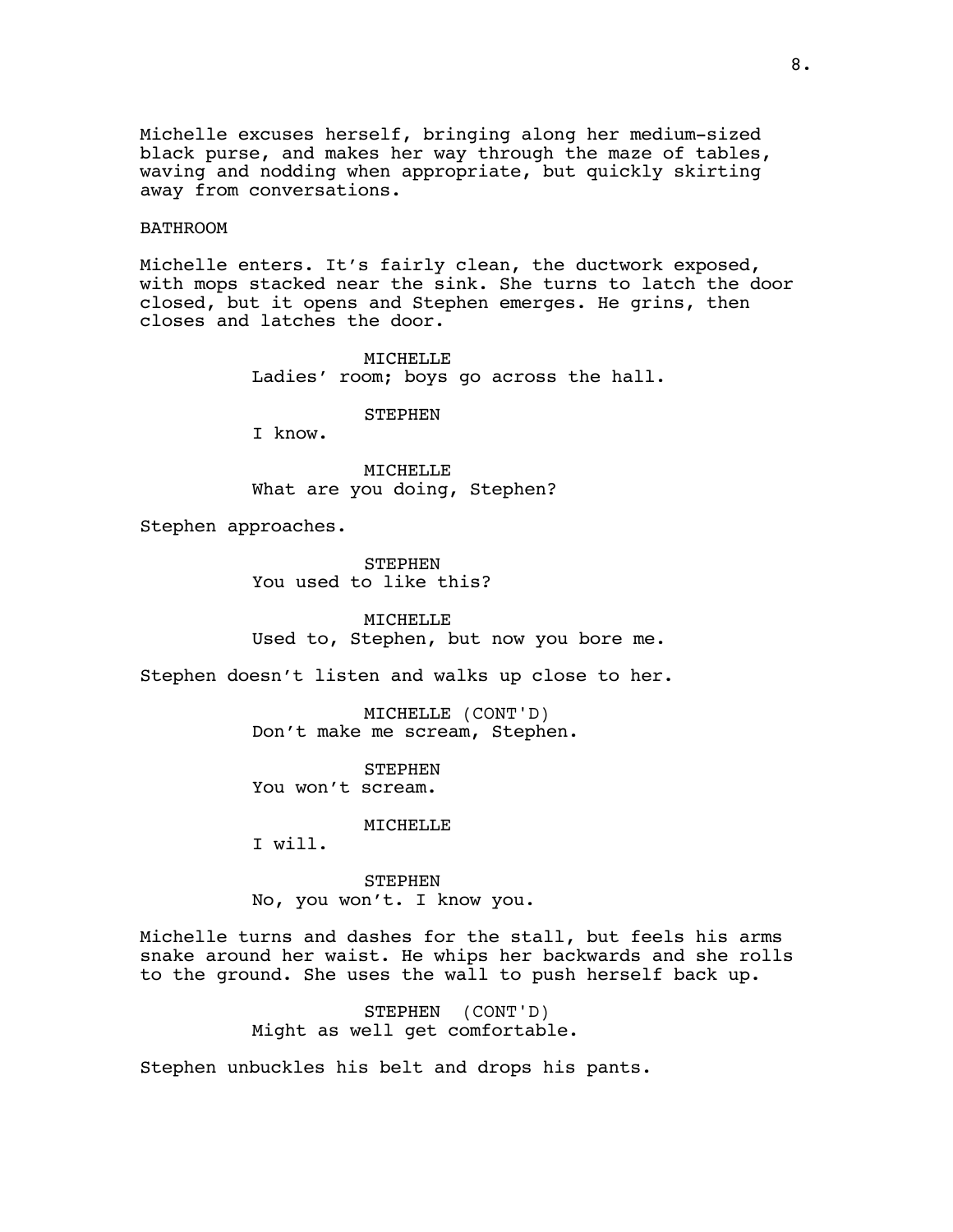Michelle excuses herself, bringing along her medium-sized black purse, and makes her way through the maze of tables, waving and nodding when appropriate, but quickly skirting away from conversations.

BATHROOM

Michelle enters. It's fairly clean, the ductwork exposed, with mops stacked near the sink. She turns to latch the door closed, but it opens and Stephen emerges. He grins, then closes and latches the door.

MICHELLE
Ladies' room; boys go across the hall.

STEPHEN
I know.

MICHELLE
What are you doing, Stephen?

Stephen approaches.

STEPHEN
You used to like this?

MICHELLE
Used to, Stephen, but now you bore me.

Stephen doesn't listen and walks up close to her.

MICHELLE (CONT'D)
Don't make me scream, Stephen.

STEPHEN
You won't scream.

MICHELLE
I will.

STEPHEN
No, you won't. I know you.

Michelle turns and dashes for the stall, but feels his arms snake around her waist. He whips her backwards and she rolls to the ground. She uses the wall to push herself back up.

STEPHEN (CONT'D)
Might as well get comfortable.

Stephen unbuckles his belt and drops his pants.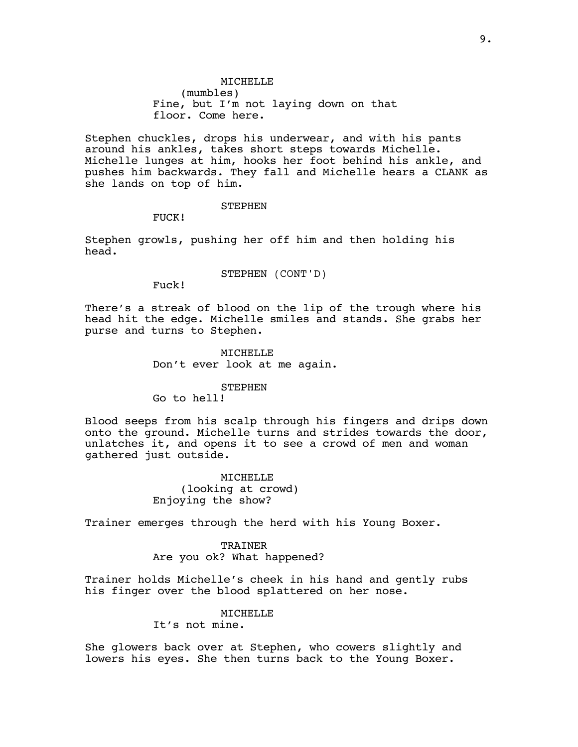MICHELLE
(mumbles)
Fine, but I'm not laying down on that floor. Come here.

Stephen chuckles, drops his underwear, and with his pants around his ankles, takes short steps towards Michelle. Michelle lunges at him, hooks her foot behind his ankle, and pushes him backwards. They fall and Michelle hears a CLANK as she lands on top of him.

STEPHEN
FUCK!

Stephen growls, pushing her off him and then holding his head.

STEPHEN (CONT'D)
Fuck!

There's a streak of blood on the lip of the trough where his head hit the edge. Michelle smiles and stands. She grabs her purse and turns to Stephen.

MICHELLE
Don't ever look at me again.

STEPHEN
Go to hell!

Blood seeps from his scalp through his fingers and drips down onto the ground. Michelle turns and strides towards the door, unlatches it, and opens it to see a crowd of men and woman gathered just outside.

MICHELLE
(looking at crowd)
Enjoying the show?

Trainer emerges through the herd with his Young Boxer.

TRAINER
Are you ok? What happened?

Trainer holds Michelle's cheek in his hand and gently rubs his finger over the blood splattered on her nose.

MICHELLE
It's not mine.

She glowers back over at Stephen, who cowers slightly and lowers his eyes. She then turns back to the Young Boxer.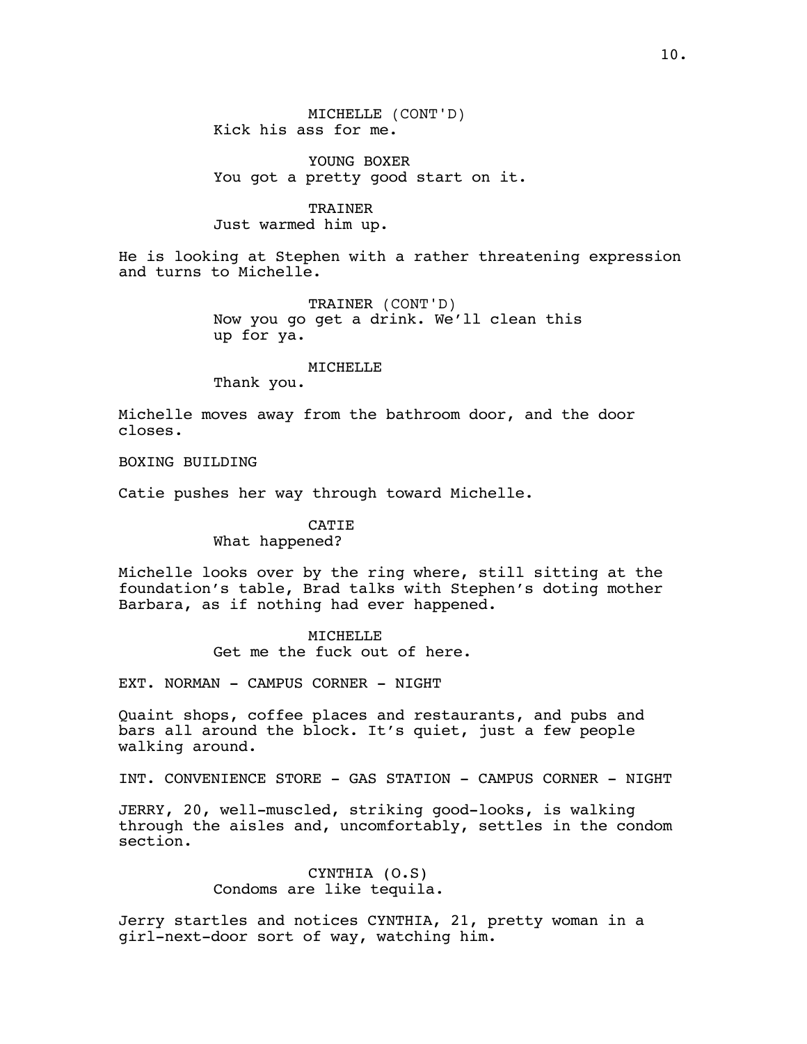MICHELLE (CONT'D)
Kick his ass for me.

YOUNG BOXER
You got a pretty good start on it.

TRAINER
Just warmed him up.

He is looking at Stephen with a rather threatening expression and turns to Michelle.

TRAINER (CONT'D)
Now you go get a drink. We'll clean this up for ya.

MICHELLE
Thank you.

Michelle moves away from the bathroom door, and the door closes.

BOXING BUILDING

Catie pushes her way through toward Michelle.

CATIE
What happened?

Michelle looks over by the ring where, still sitting at the foundation's table, Brad talks with Stephen's doting mother Barbara, as if nothing had ever happened.

MICHELLE
Get me the fuck out of here.

EXT. NORMAN - CAMPUS CORNER - NIGHT

Quaint shops, coffee places and restaurants, and pubs and bars all around the block. It's quiet, just a few people walking around.

INT. CONVENIENCE STORE - GAS STATION - CAMPUS CORNER - NIGHT

JERRY, 20, well-muscled, striking good-looks, is walking through the aisles and, uncomfortably, settles in the condom section.

CYNTHIA (O.S)
Condoms are like tequila.

Jerry startles and notices CYNTHIA, 21, pretty woman in a girl-next-door sort of way, watching him.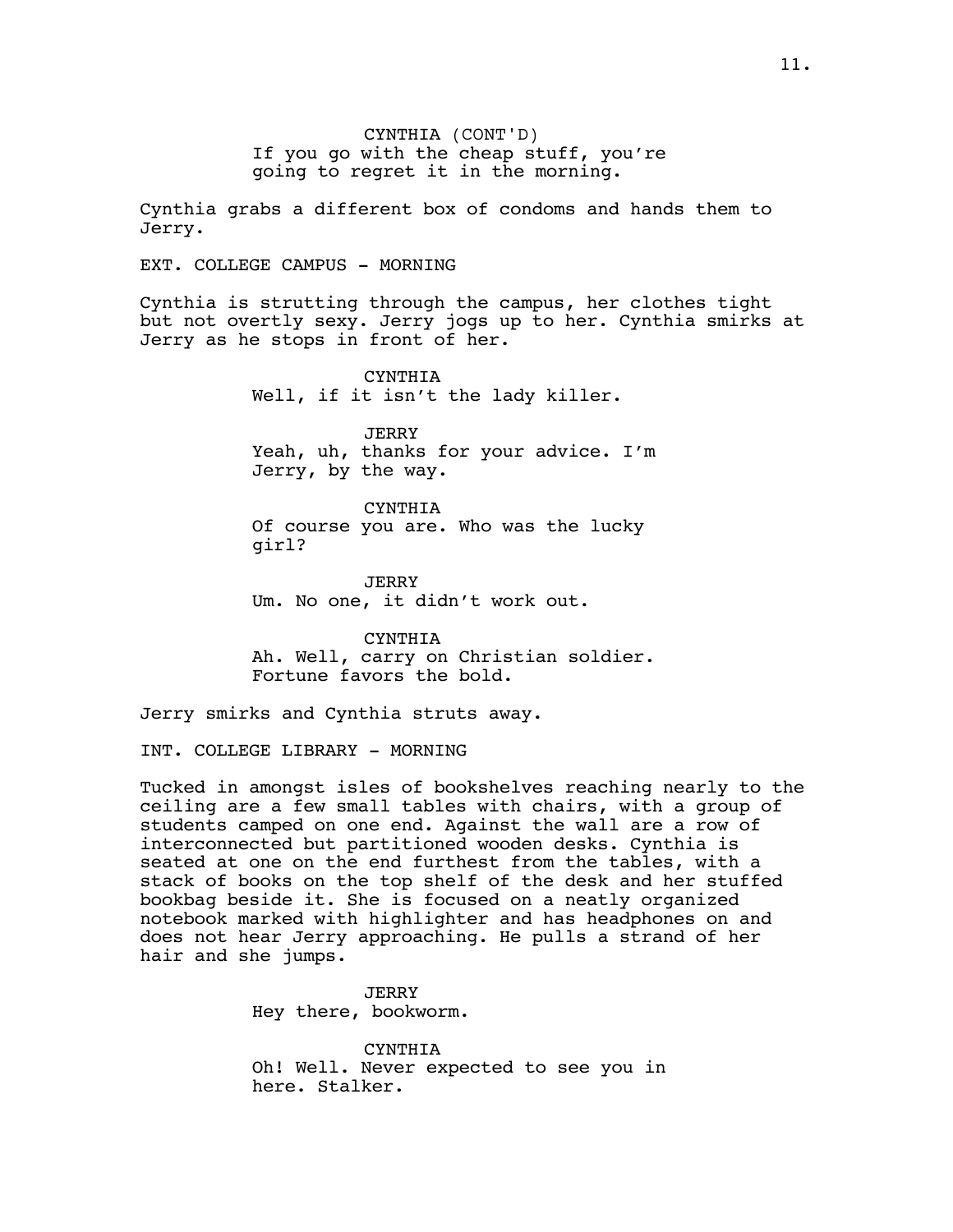CYNTHIA (CONT'D)
If you go with the cheap stuff, you're going to regret it in the morning.

Cynthia grabs a different box of condoms and hands them to Jerry.

EXT. COLLEGE CAMPUS - MORNING

Cynthia is strutting through the campus, her clothes tight but not overtly sexy. Jerry jogs up to her. Cynthia smirks at Jerry as he stops in front of her.

CYNTHIA
Well, if it isn't the lady killer.

JERRY
Yeah, uh, thanks for your advice. I'm Jerry, by the way.

CYNTHIA
Of course you are. Who was the lucky girl?

JERRY
Um. No one, it didn't work out.

CYNTHIA
Ah. Well, carry on Christian soldier. Fortune favors the bold.

Jerry smirks and Cynthia struts away.

INT. COLLEGE LIBRARY - MORNING

Tucked in amongst isles of bookshelves reaching nearly to the ceiling are a few small tables with chairs, with a group of students camped on one end. Against the wall are a row of interconnected but partitioned wooden desks. Cynthia is seated at one on the end furthest from the tables, with a stack of books on the top shelf of the desk and her stuffed bookbag beside it. She is focused on a neatly organized notebook marked with highlighter and has headphones on and does not hear Jerry approaching. He pulls a strand of her hair and she jumps.

JERRY
Hey there, bookworm.

CYNTHIA
Oh! Well. Never expected to see you in here. Stalker.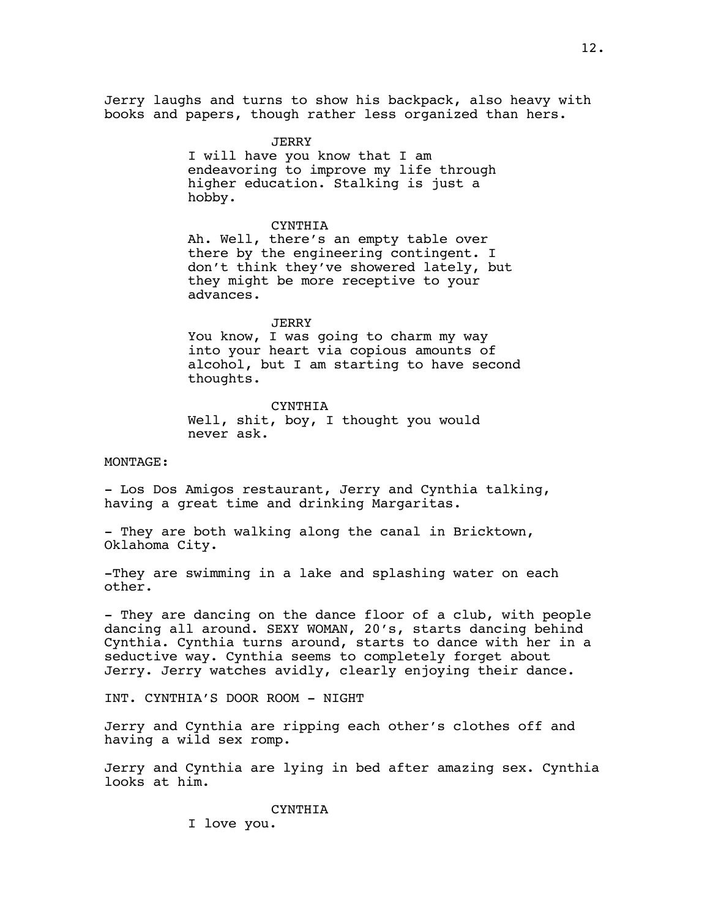Jerry laughs and turns to show his backpack, also heavy with books and papers, though rather less organized than hers.

JERRY
I will have you know that I am endeavoring to improve my life through higher education. Stalking is just a hobby.

CYNTHIA
Ah. Well, there's an empty table over there by the engineering contingent. I don't think they've showered lately, but they might be more receptive to your advances.

JERRY
You know, I was going to charm my way into your heart via copious amounts of alcohol, but I am starting to have second thoughts.

CYNTHIA
Well, shit, boy, I thought you would never ask.

MONTAGE:

- Los Dos Amigos restaurant, Jerry and Cynthia talking, having a great time and drinking Margaritas.

- They are both walking along the canal in Bricktown, Oklahoma City.

-They are swimming in a lake and splashing water on each other.

- They are dancing on the dance floor of a club, with people dancing all around. SEXY WOMAN, 20's, starts dancing behind Cynthia. Cynthia turns around, starts to dance with her in a seductive way. Cynthia seems to completely forget about Jerry. Jerry watches avidly, clearly enjoying their dance.

INT. CYNTHIA'S DOOR ROOM - NIGHT

Jerry and Cynthia are ripping each other's clothes off and having a wild sex romp.

Jerry and Cynthia are lying in bed after amazing sex. Cynthia looks at him.

CYNTHIA
I love you.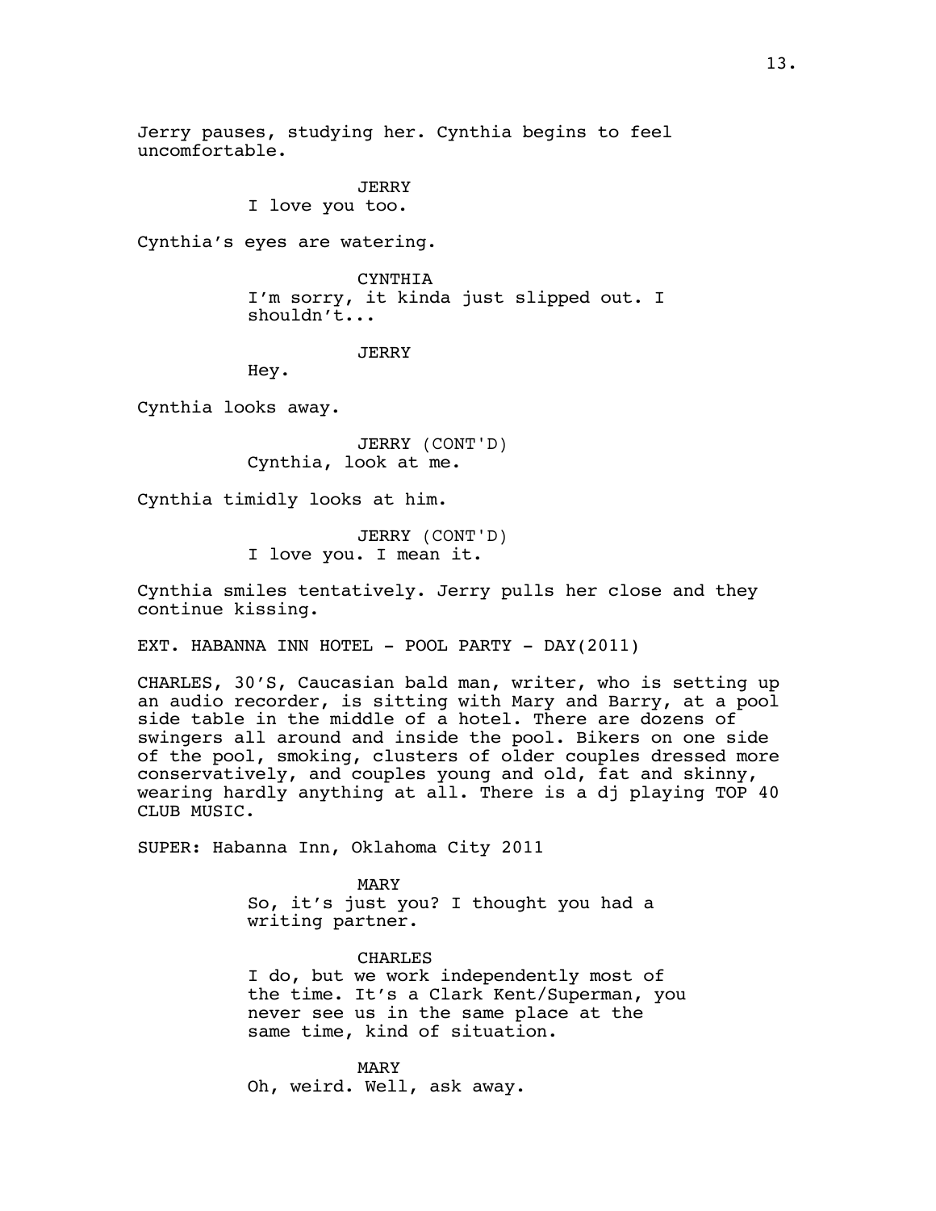Jerry pauses, studying her. Cynthia begins to feel uncomfortable.

JERRY
I love you too.

Cynthia's eyes are watering.

CYNTHIA
I'm sorry, it kinda just slipped out. I shouldn't...

JERRY
Hey.

Cynthia looks away.

JERRY (CONT'D)
Cynthia, look at me.

Cynthia timidly looks at him.

JERRY (CONT'D)
I love you. I mean it.

Cynthia smiles tentatively. Jerry pulls her close and they continue kissing.

EXT. HABANNA INN HOTEL - POOL PARTY - DAY(2011)

CHARLES, 30'S, Caucasian bald man, writer, who is setting up an audio recorder, is sitting with Mary and Barry, at a pool side table in the middle of a hotel. There are dozens of swingers all around and inside the pool. Bikers on one side of the pool, smoking, clusters of older couples dressed more conservatively, and couples young and old, fat and skinny, wearing hardly anything at all. There is a dj playing TOP 40 CLUB MUSIC.

SUPER: Habanna Inn, Oklahoma City 2011

MARY
So, it's just you? I thought you had a writing partner.

CHARLES
I do, but we work independently most of the time. It's a Clark Kent/Superman, you never see us in the same place at the same time, kind of situation.

MARY
Oh, weird. Well, ask away.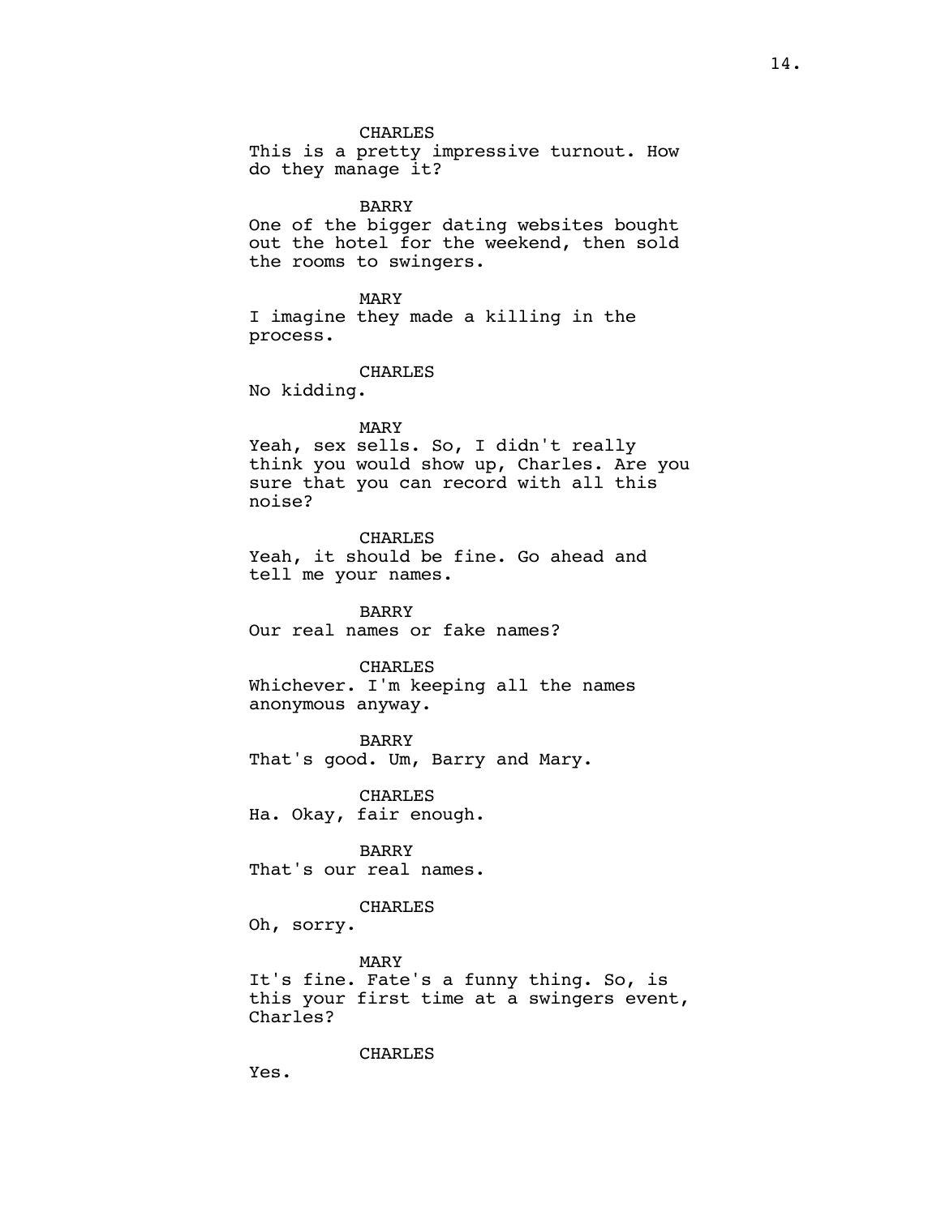CHARLES
This is a pretty impressive turnout. How do they manage it?

BARRY
One of the bigger dating websites bought out the hotel for the weekend, then sold the rooms to swingers.

MARY
I imagine they made a killing in the process.

CHARLES
No kidding.

MARY
Yeah, sex sells. So, I didn't really think you would show up, Charles. Are you sure that you can record with all this noise?

CHARLES
Yeah, it should be fine. Go ahead and tell me your names.

BARRY
Our real names or fake names?

CHARLES
Whichever. I'm keeping all the names anonymous anyway.

BARRY
That's good. Um, Barry and Mary.

CHARLES
Ha. Okay, fair enough.

BARRY
That's our real names.

CHARLES
Oh, sorry.

MARY
It's fine. Fate's a funny thing. So, is this your first time at a swingers event, Charles?

CHARLES
Yes.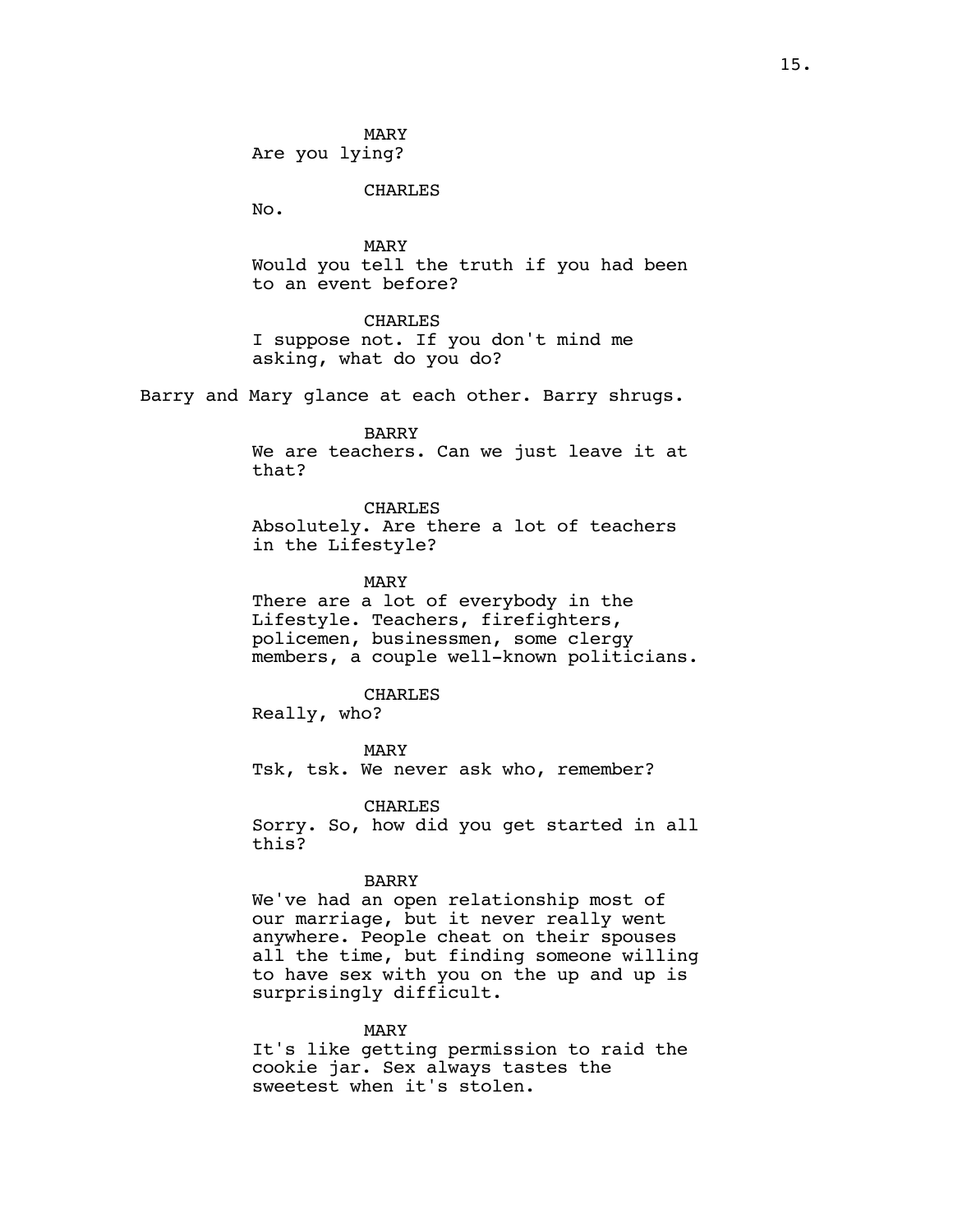MARY

Are you lying?

CHARLES

No.

MARY

Would you tell the truth if you had been to an event before?

CHARLES

I suppose not. If you don't mind me asking, what do you do?

Barry and Mary glance at each other. Barry shrugs.

BARRY

We are teachers. Can we just leave it at that?

CHARLES

Absolutely. Are there a lot of teachers in the Lifestyle?

MARY

There are a lot of everybody in the Lifestyle. Teachers, firefighters, policemen, businessmen, some clergy members, a couple well-known politicians.

CHARLES

Really, who?

MARY

Tsk, tsk. We never ask who, remember?

CHARLES

Sorry. So, how did you get started in all this?

BARRY

We've had an open relationship most of our marriage, but it never really went anywhere. People cheat on their spouses all the time, but finding someone willing to have sex with you on the up and up is surprisingly difficult.

MARY

It's like getting permission to raid the cookie jar. Sex always tastes the sweetest when it's stolen.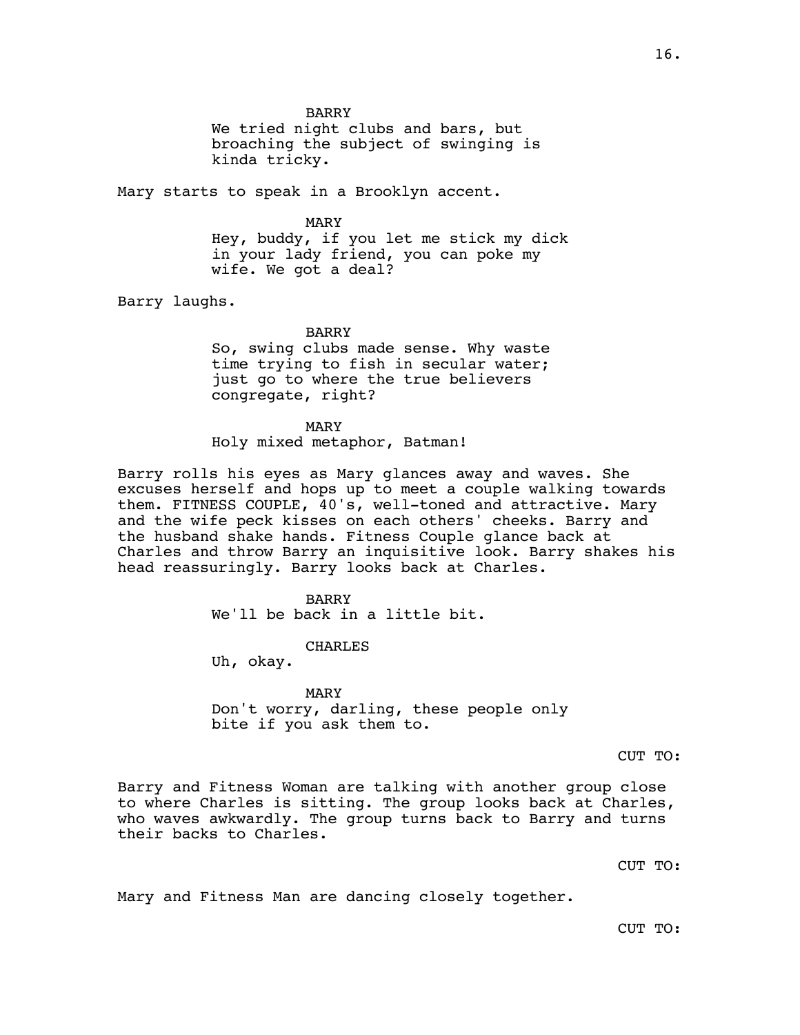BARRY

We tried night clubs and bars, but broaching the subject of swinging is kinda tricky.

Mary starts to speak in a Brooklyn accent.

MARY

Hey, buddy, if you let me stick my dick in your lady friend, you can poke my wife. We got a deal?

Barry laughs.

BARRY

So, swing clubs made sense. Why waste time trying to fish in secular water; just go to where the true believers congregate, right?

MARY

Holy mixed metaphor, Batman!

Barry rolls his eyes as Mary glances away and waves. She excuses herself and hops up to meet a couple walking towards them. FITNESS COUPLE, 40's, well-toned and attractive. Mary and the wife peck kisses on each others' cheeks. Barry and the husband shake hands. Fitness Couple glance back at Charles and throw Barry an inquisitive look. Barry shakes his head reassuringly. Barry looks back at Charles.

BARRY

We'll be back in a little bit.

CHARLES

Uh, okay.

MARY

Don't worry, darling, these people only bite if you ask them to.

CUT TO:

Barry and Fitness Woman are talking with another group close to where Charles is sitting. The group looks back at Charles, who waves awkwardly. The group turns back to Barry and turns their backs to Charles.

CUT TO:

Mary and Fitness Man are dancing closely together.

CUT TO: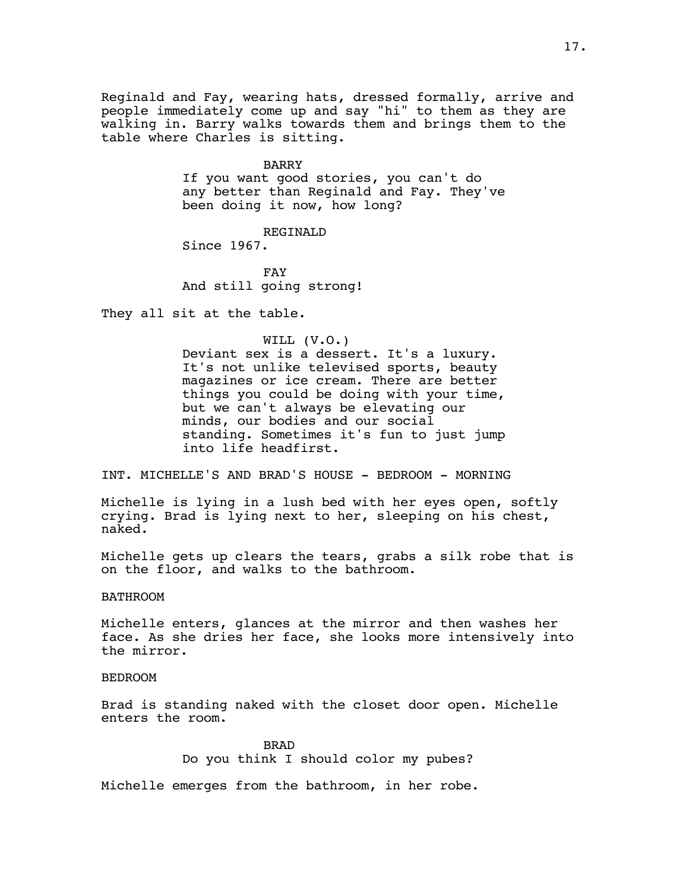Reginald and Fay, wearing hats, dressed formally, arrive and people immediately come up and say "hi" to them as they are walking in. Barry walks towards them and brings them to the table where Charles is sitting.

BARRY

If you want good stories, you can't do any better than Reginald and Fay. They've been doing it now, how long?

REGINALD

Since 1967.

FAY

And still going strong!

They all sit at the table.

WILL (V.O.)

Deviant sex is a dessert. It's a luxury. It's not unlike televised sports, beauty magazines or ice cream. There are better things you could be doing with your time, but we can't always be elevating our minds, our bodies and our social standing. Sometimes it's fun to just jump into life headfirst.

INT. MICHELLE'S AND BRAD'S HOUSE - BEDROOM - MORNING

Michelle is lying in a lush bed with her eyes open, softly crying. Brad is lying next to her, sleeping on his chest, naked.

Michelle gets up clears the tears, grabs a silk robe that is on the floor, and walks to the bathroom.

BATHROOM

Michelle enters, glances at the mirror and then washes her face. As she dries her face, she looks more intensively into the mirror.

BEDROOM

Brad is standing naked with the closet door open. Michelle enters the room.

BRAD

Do you think I should color my pubes?

Michelle emerges from the bathroom, in her robe.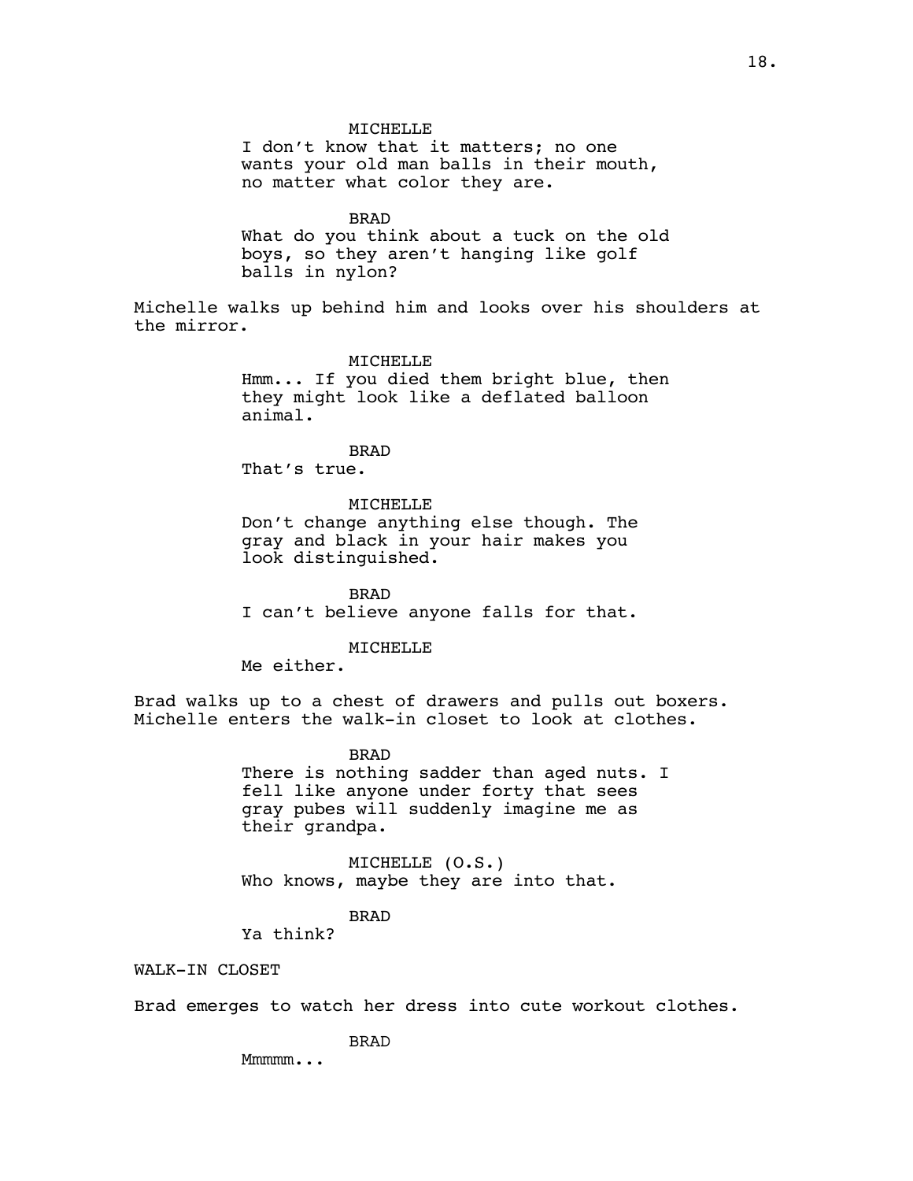MICHELLE
I don't know that it matters; no one wants your old man balls in their mouth, no matter what color they are.

BRAD
What do you think about a tuck on the old boys, so they aren't hanging like golf balls in nylon?

Michelle walks up behind him and looks over his shoulders at the mirror.

MICHELLE
Hmm... If you died them bright blue, then they might look like a deflated balloon animal.

BRAD
That's true.

MICHELLE
Don't change anything else though. The gray and black in your hair makes you look distinguished.

BRAD
I can't believe anyone falls for that.

MICHELLE
Me either.

Brad walks up to a chest of drawers and pulls out boxers. Michelle enters the walk-in closet to look at clothes.

BRAD
There is nothing sadder than aged nuts. I fell like anyone under forty that sees gray pubes will suddenly imagine me as their grandpa.

MICHELLE (O.S.)
Who knows, maybe they are into that.

BRAD
Ya think?

WALK-IN CLOSET

Brad emerges to watch her dress into cute workout clothes.

BRAD
Mmmmm...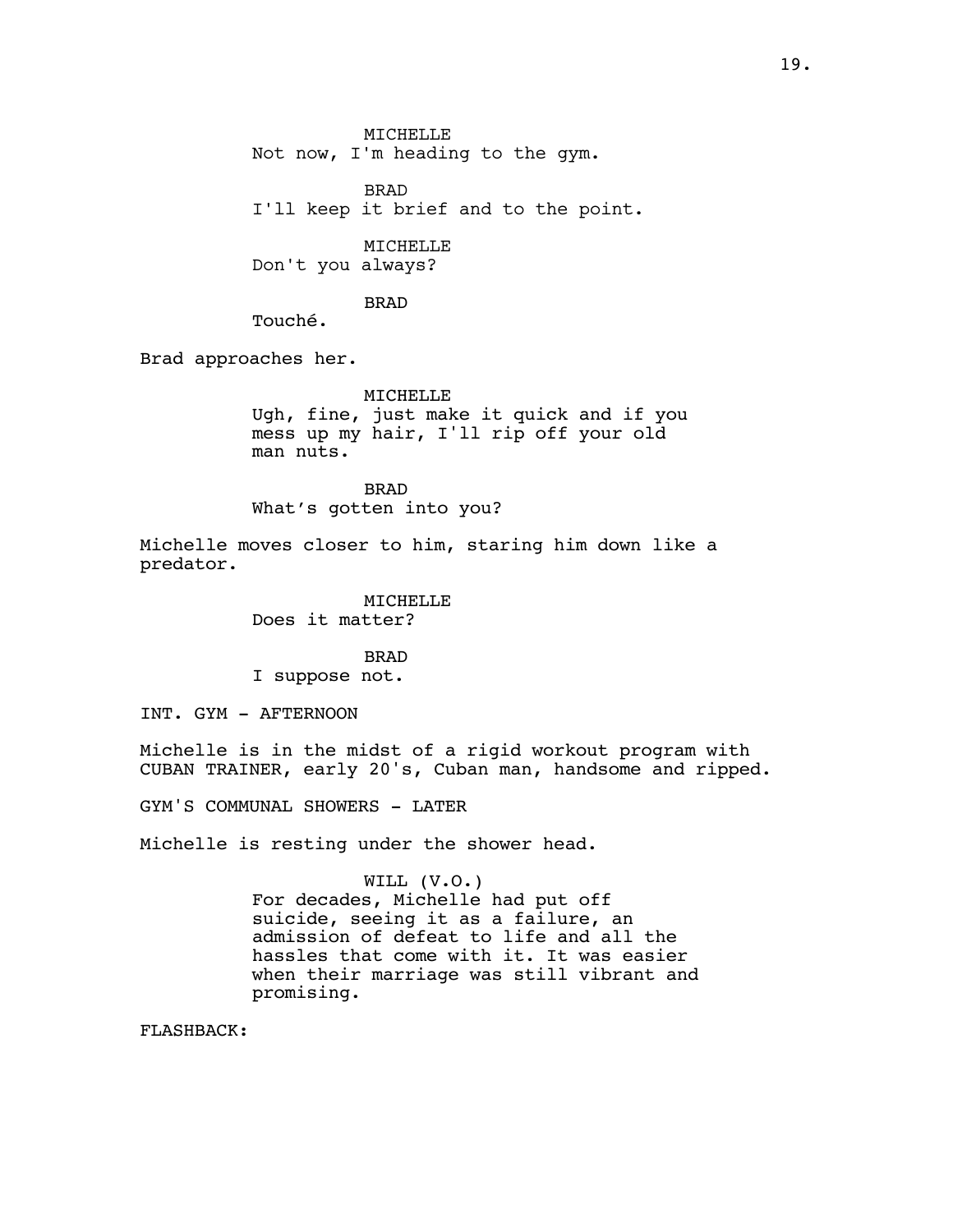MICHELLE
Not now, I'm heading to the gym.

BRAD
I'll keep it brief and to the point.

MICHELLE
Don't you always?

BRAD
Touché.

Brad approaches her.

MICHELLE
Ugh, fine, just make it quick and if you mess up my hair, I'll rip off your old man nuts.

BRAD
What’s gotten into you?

Michelle moves closer to him, staring him down like a predator.

MICHELLE
Does it matter?

BRAD
I suppose not.

INT. GYM - AFTERNOON

Michelle is in the midst of a rigid workout program with CUBAN TRAINER, early 20's, Cuban man, handsome and ripped.

GYM'S COMMUNAL SHOWERS - LATER

Michelle is resting under the shower head.

WILL (V.O.)
For decades, Michelle had put off suicide, seeing it as a failure, an admission of defeat to life and all the hassles that come with it. It was easier when their marriage was still vibrant and promising.

FLASHBACK: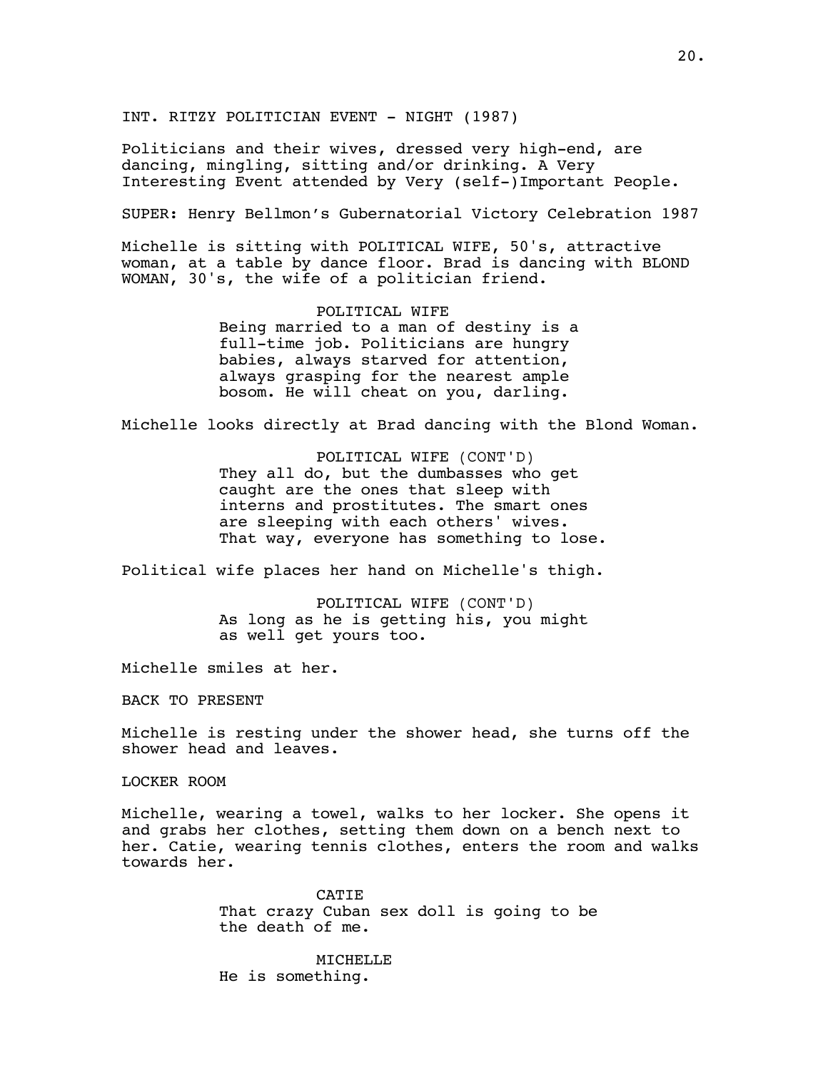INT. RITZY POLITICIAN EVENT - NIGHT (1987)

Politicians and their wives, dressed very high-end, are dancing, mingling, sitting and/or drinking. A Very Interesting Event attended by Very (self-)Important People.

SUPER: Henry Bellmon's Gubernatorial Victory Celebration 1987

Michelle is sitting with POLITICAL WIFE, 50's, attractive woman, at a table by dance floor. Brad is dancing with BLOND WOMAN, 30's, the wife of a politician friend.

POLITICAL WIFE

Being married to a man of destiny is a full-time job. Politicians are hungry babies, always starved for attention, always grasping for the nearest ample bosom. He will cheat on you, darling.

Michelle looks directly at Brad dancing with the Blond Woman.

POLITICAL WIFE (CONT'D)

They all do, but the dumbasses who get caught are the ones that sleep with interns and prostitutes. The smart ones are sleeping with each others' wives. That way, everyone has something to lose.

Political wife places her hand on Michelle's thigh.

POLITICAL WIFE (CONT'D)

As long as he is getting his, you might as well get yours too.

Michelle smiles at her.

BACK TO PRESENT

Michelle is resting under the shower head, she turns off the shower head and leaves.

LOCKER ROOM

Michelle, wearing a towel, walks to her locker. She opens it and grabs her clothes, setting them down on a bench next to her. Catie, wearing tennis clothes, enters the room and walks towards her.

CATIE

That crazy Cuban sex doll is going to be the death of me.

MICHELLE

He is something.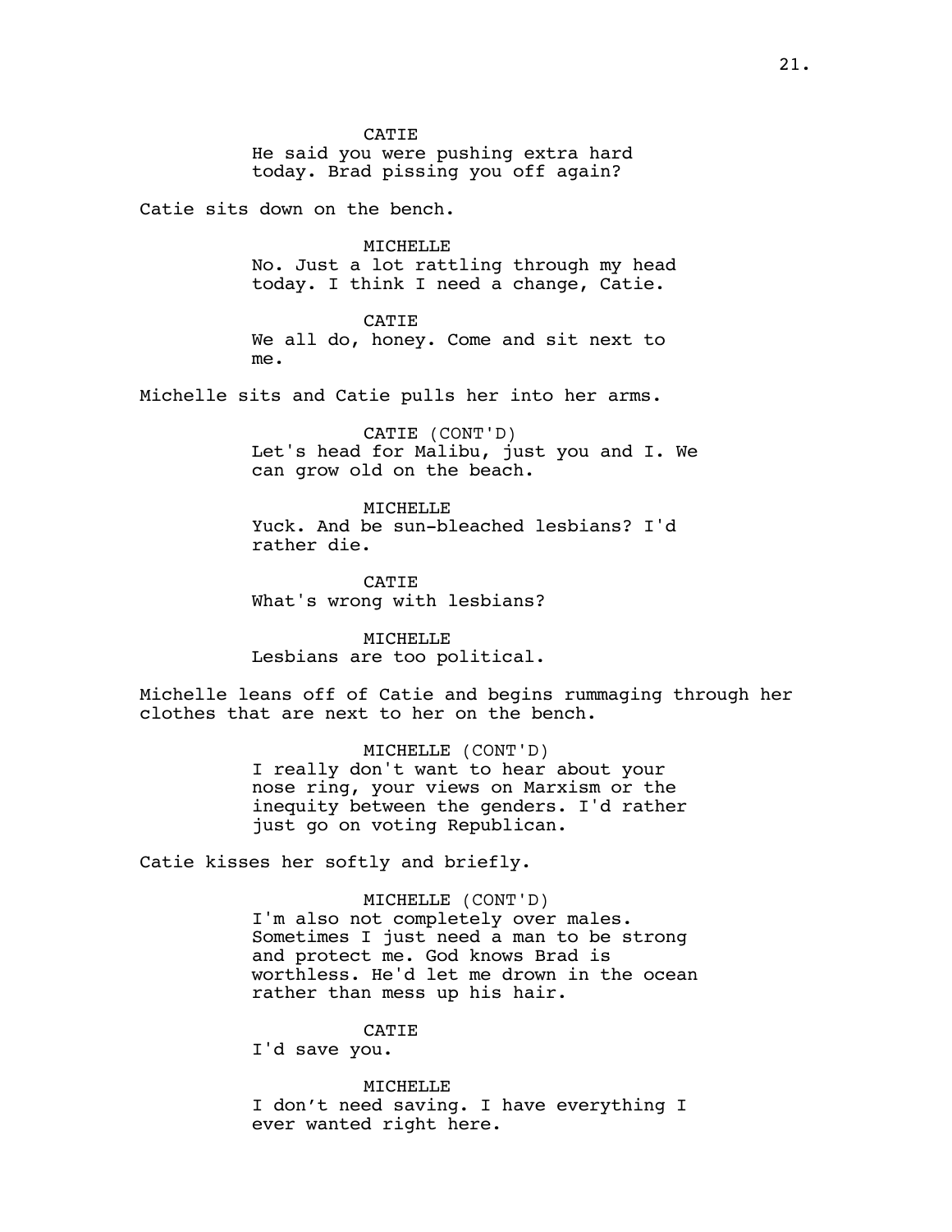CATIE
He said you were pushing extra hard today. Brad pissing you off again?

Catie sits down on the bench.

MICHELLE
No. Just a lot rattling through my head today. I think I need a change, Catie.

CATIE
We all do, honey. Come and sit next to me.

Michelle sits and Catie pulls her into her arms.

CATIE (CONT'D)
Let's head for Malibu, just you and I. We can grow old on the beach.

MICHELLE
Yuck. And be sun-bleached lesbians? I'd rather die.

CATIE
What's wrong with lesbians?

MICHELLE
Lesbians are too political.

Michelle leans off of Catie and begins rummaging through her clothes that are next to her on the bench.

MICHELLE (CONT'D)
I really don't want to hear about your nose ring, your views on Marxism or the inequity between the genders. I'd rather just go on voting Republican.

Catie kisses her softly and briefly.

MICHELLE (CONT'D)
I'm also not completely over males. Sometimes I just need a man to be strong and protect me. God knows Brad is worthless. He'd let me drown in the ocean rather than mess up his hair.

CATIE
I'd save you.

MICHELLE
I don't need saving. I have everything I ever wanted right here.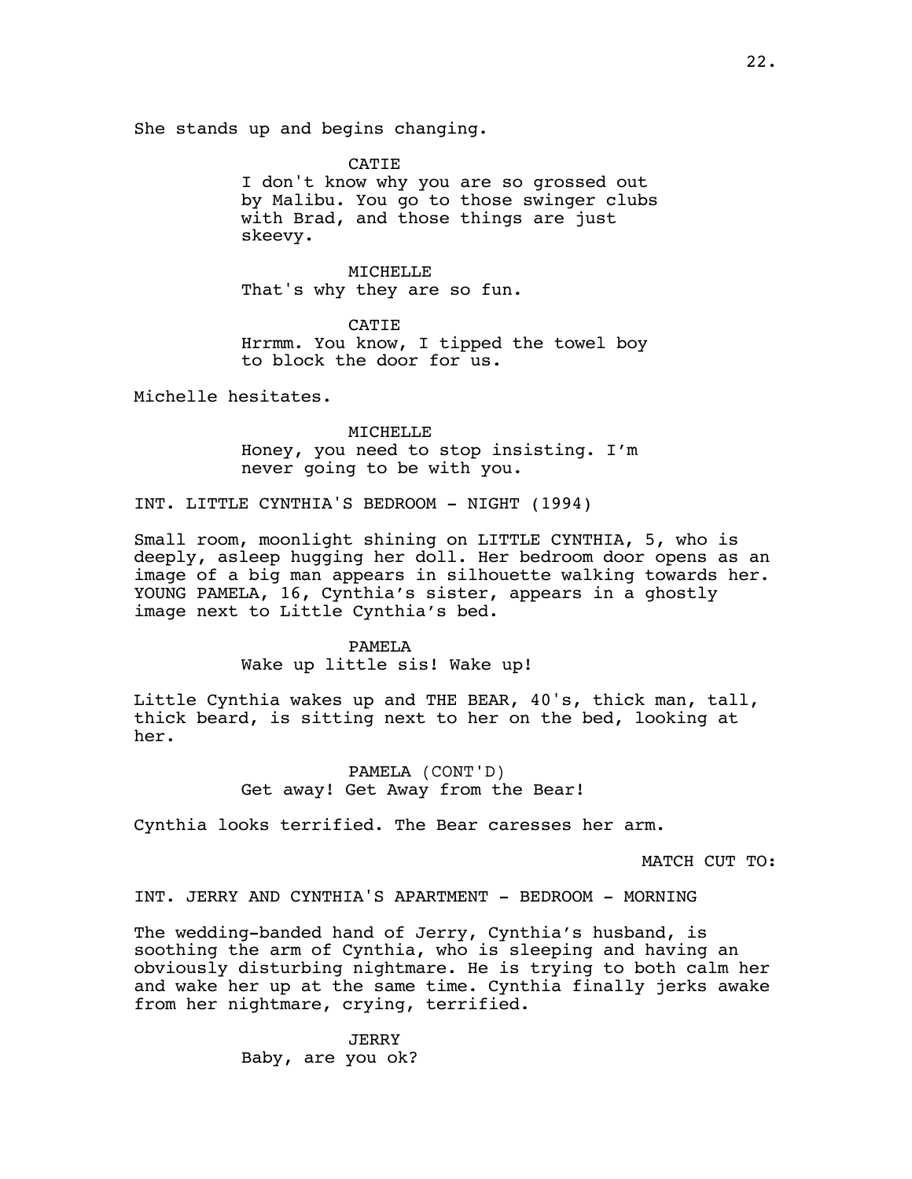She stands up and begins changing.

CATIE
I don't know why you are so grossed out by Malibu. You go to those swinger clubs with Brad, and those things are just skeevy.

MICHELLE
That's why they are so fun.

CATIE
Hrrmm. You know, I tipped the towel boy to block the door for us.

Michelle hesitates.

MICHELLE
Honey, you need to stop insisting. I'm never going to be with you.

INT. LITTLE CYNTHIA'S BEDROOM - NIGHT (1994)

Small room, moonlight shining on LITTLE CYNTHIA, 5, who is deeply, asleep hugging her doll. Her bedroom door opens as an image of a big man appears in silhouette walking towards her. YOUNG PAMELA, 16, Cynthia's sister, appears in a ghostly image next to Little Cynthia's bed.

PAMELA
Wake up little sis! Wake up!

Little Cynthia wakes up and THE BEAR, 40's, thick man, tall, thick beard, is sitting next to her on the bed, looking at her.

PAMELA (CONT'D)
Get away! Get Away from the Bear!

Cynthia looks terrified. The Bear caresses her arm.

MATCH CUT TO:

INT. JERRY AND CYNTHIA'S APARTMENT - BEDROOM - MORNING

The wedding-banded hand of Jerry, Cynthia's husband, is soothing the arm of Cynthia, who is sleeping and having an obviously disturbing nightmare. He is trying to both calm her and wake her up at the same time. Cynthia finally jerks awake from her nightmare, crying, terrified.

JERRY
Baby, are you ok?